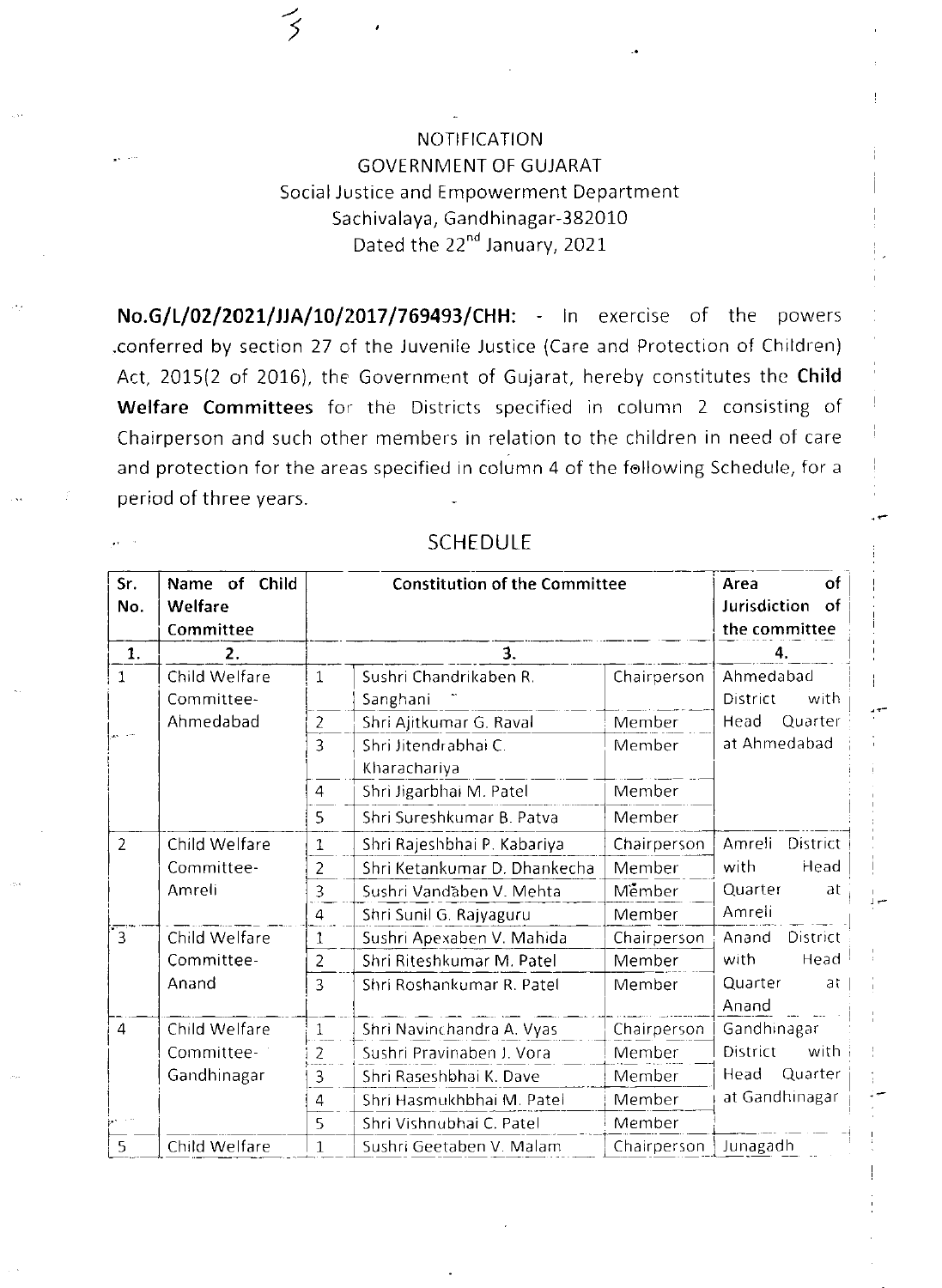NOTIFICATION

GOVERNMENT OF GUJARAT

Social Justice and Empowerment Department

Sachivalaya, Gandhinagar-382010

Dated the 22nd January, 2021

**No.G/L/02/2021/JJA/10/2017/769493/CHH:** - In exercise of the powers conferred by section 27 of the Juvenile Justice (Care and Protection of Children) Act, 2015(2 of 2016), the Government of Gujarat, hereby constitutes the **Child Welfare Committees** for the Districts specified in column 2 consisting of Chairperson and such other members in relation to the children in need of care and protection for the areas specified in column 4 of the following Schedule, for a period of three years.

## SCHEDULE

| Sr. No. | Name of Child Welfare Committee | Constitution of the Committee | | | Area of Jurisdiction of the committee |
|---|---|---|---|---|---|
| 1. | 2. | 3. | | | 4. |
| 1 | Child Welfare Committee-Ahmedabad | 1 | Sushri Chandrikaben R. Sanghani | Chairperson | Ahmedabad District with Head Quarter at Ahmedabad |
| | | 2 | Shri Ajitkumar G. Raval | Member | |
| | | 3 | Shri Jitendrabhai C. Kharachariya | Member | |
| | | 4 | Shri Jigarbhai M. Patel | Member | |
| | | 5 | Shri Sureshkumar B. Patva | Member | |
| 2 | Child Welfare Committee-Amreli | 1 | Shri Rajeshbhai P. Kabariya | Chairperson | Amreli District with Head Quarter at Amreli |
| | | 2 | Shri Ketankumar D. Dhankecha | Member | |
| | | 3 | Sushri Vandaben V. Mehta | Member | |
| | | 4 | Shri Sunil G. Rajyaguru | Member | |
| 3 | Child Welfare Committee-Anand | 1 | Sushri Apexaben V. Mahida | Chairperson | Anand District with Head Quarter at Anand |
| | | 2 | Shri Riteshkumar M. Patel | Member | |
| | | 3 | Shri Roshankumar R. Patel | Member | |
| 4 | Child Welfare Committee-Gandhinagar | 1 | Shri Navinchandra A. Vyas | Chairperson | Gandhinagar District with Head Quarter at Gandhinagar |
| | | 2 | Sushri Pravinaben J. Vora | Member | |
| | | 3 | Shri Raseshbhai K. Dave | Member | |
| | | 4 | Shri Hasmukhbhai M. Patel | Member | |
| | | 5 | Shri Vishnubhai C. Patel | Member | |
| 5 | Child Welfare | 1 | Sushri Geetaben V. Malam | Chairperson | Junagadh |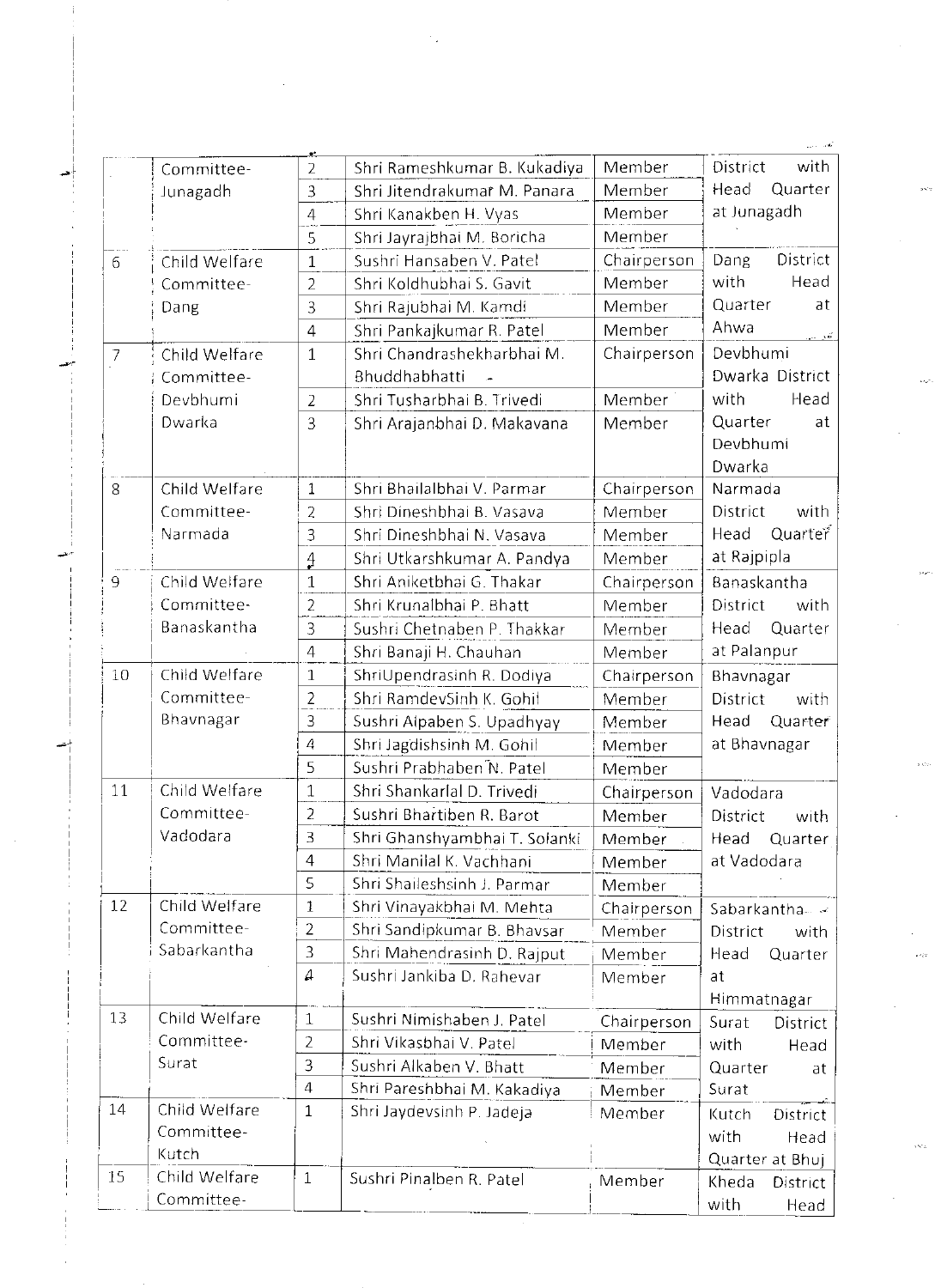|  | Committee-Junagadh | 2 | Shri Rameshkumar B. Kukadiya | Member | District with Head Quarter at Junagadh |
|---|---|---|---|---|---|
|  |  | 3 | Shri Jitendrakumar M. Panara | Member |  |
|  |  | 4 | Shri Kanakben H. Vyas | Member |  |
|  |  | 5 | Shri Jayrajbhai M. Boricha | Member |  |
| 6 | Child Welfare Committee-Dang | 1 | Sushri Hansaben V. Patel | Chairperson | Dang District with Head Quarter at Ahwa |
|  |  | 2 | Shri Koldhubhai S. Gavit | Member |  |
|  |  | 3 | Shri Rajubhai M. Kamdi | Member |  |
|  |  | 4 | Shri Pankajkumar R. Patel | Member |  |
| 7 | Child Welfare Committee-Devbhumi Dwarka | 1 | Shri Chandrashekharbhai M. Bhuddhabhatti | Chairperson | Devbhumi Dwarka District with Head Quarter at Devbhumi Dwarka |
|  |  | 2 | Shri Tusharbhai B. Trivedi | Member |  |
|  |  | 3 | Shri Arajanbhai D. Makavana | Member |  |
| 8 | Child Welfare Committee-Narmada | 1 | Shri Bhailalbhai V. Parmar | Chairperson | Narmada District with Head Quarter at Rajpipla |
|  |  | 2 | Shri Dineshbhai B. Vasava | Member |  |
|  |  | 3 | Shri Dineshbhai N. Vasava | Member |  |
|  |  | 4 | Shri Utkarshkumar A. Pandya | Member |  |
| 9 | Child Welfare Committee-Banaskantha | 1 | Shri Aniketbhai G. Thakar | Chairperson | Banaskantha District with Head Quarter at Palanpur |
|  |  | 2 | Shri Krunalbhai P. Bhatt | Member |  |
|  |  | 3 | Sushri Chetnaben P. Thakkar | Member |  |
|  |  | 4 | Shri Banaji H. Chauhan | Member |  |
| 10 | Child Welfare Committee-Bhavnagar | 1 | ShriUpendrasinh R. Dodiya | Chairperson | Bhavnagar District with Head Quarter at Bhavnagar |
|  |  | 2 | Shri RamdevSinh K. Gohil | Member |  |
|  |  | 3 | Sushri Alpaben S. Upadhyay | Member |  |
|  |  | 4 | Shri Jagdishsinh M. Gohil | Member |  |
|  |  | 5 | Sushri Prabhaben N. Patel | Member |  |
| 11 | Child Welfare Committee-Vadodara | 1 | Shri Shankarlal D. Trivedi | Chairperson | Vadodara District with Head Quarter at Vadodara |
|  |  | 2 | Sushri Bhartiben R. Barot | Member |  |
|  |  | 3 | Shri Ghanshyambhai T. Solanki | Member |  |
|  |  | 4 | Shri Manilal K. Vachhani | Member |  |
|  |  | 5 | Shri Shaileshsinh J. Parmar | Member |  |
| 12 | Child Welfare Committee-Sabarkantha | 1 | Shri Vinayakbhai M. Mehta | Chairperson | Sabarkantha District with Head Quarter at Himmatnagar |
|  |  | 2 | Shri Sandipkumar B. Bhavsar | Member |  |
|  |  | 3 | Shri Mahendrasinh D. Rajput | Member |  |
|  |  | 4 | Sushri Jankiba D. Rahevar | Member |  |
| 13 | Child Welfare Committee-Surat | 1 | Sushri Nimishaben J. Patel | Chairperson | Surat District with Head Quarter at Surat |
|  |  | 2 | Shri Vikasbhai V. Patel | Member |  |
|  |  | 3 | Sushri Alkaben V. Bhatt | Member |  |
|  |  | 4 | Shri Pareshbhai M. Kakadiya | Member |  |
| 14 | Child Welfare Committee-Kutch | 1 | Shri Jaydevsinh P. Jadeja | Member | Kutch District with Head Quarter at Bhuj |
| 15 | Child Welfare Committee- | 1 | Sushri Pinalben R. Patel | Member | Kheda District with Head |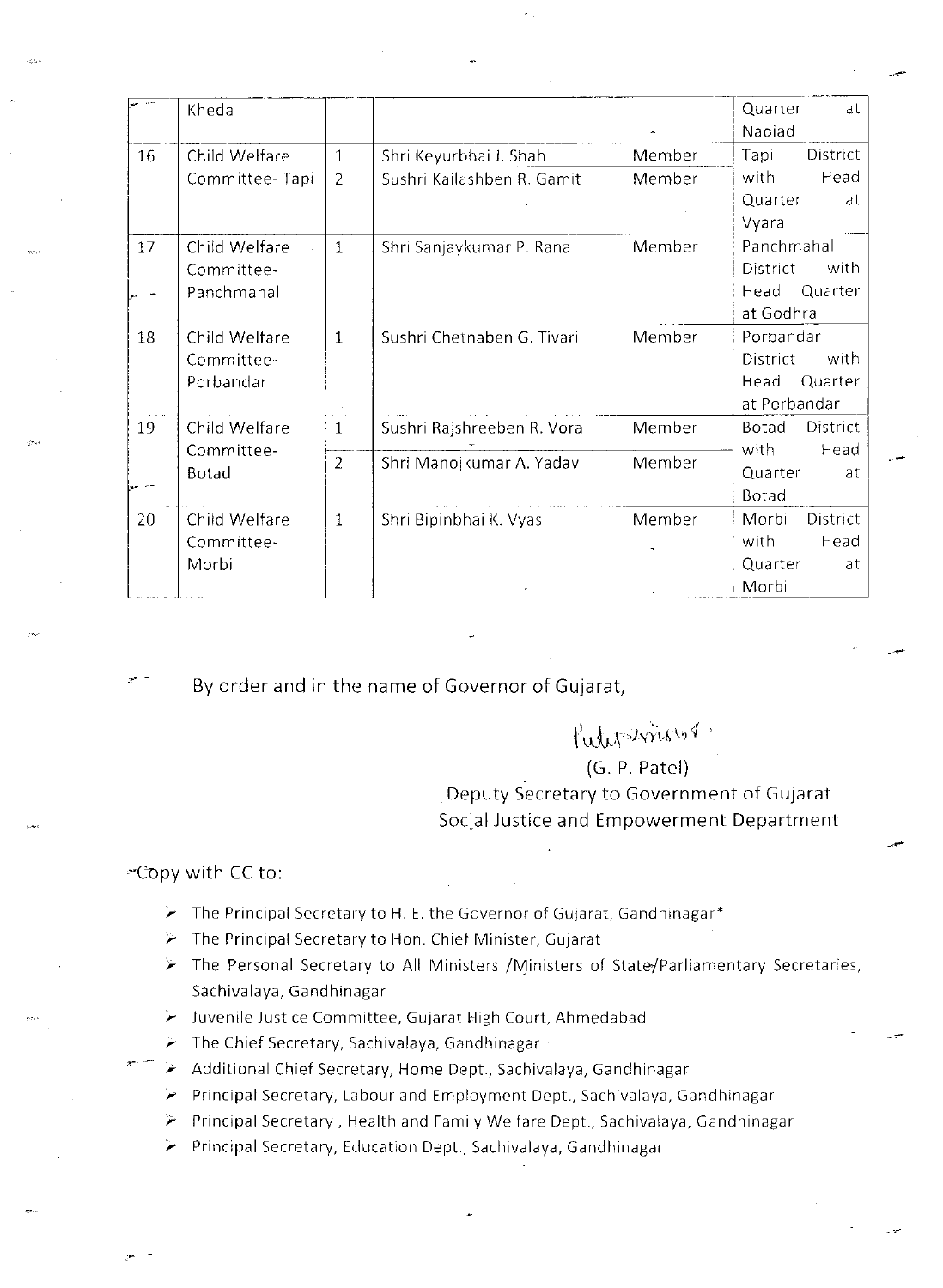|  | Kheda |  |  |  | Quarter at Nadiad |
|---|---|---|---|---|---|
| 16 | Child Welfare Committee- Tapi | 1 | Shri Keyurbhai J. Shah | Member | Tapi District with Head Quarter at Vyara |
|  |  | 2 | Sushri Kailashben R. Gamit | Member |  |
| 17 | Child Welfare Committee- Panchmahal | 1 | Shri Sanjaykumar P. Rana | Member | Panchmahal District with Head Quarter at Godhra |
| 18 | Child Welfare Committee- Porbandar | 1 | Sushri Chetnaben G. Tivari | Member | Porbandar District with Head Quarter at Porbandar |
| 19 | Child Welfare Committee- Botad | 1 | Sushri Rajshreeben R. Vora | Member | Botad District with Head Quarter at Botad |
|  |  | 2 | Shri Manojkumar A. Yadav | Member |  |
| 20 | Child Welfare Committee- Morbi | 1 | Shri Bipinbhai K. Vyas | Member | Morbi District with Head Quarter at Morbi |

By order and in the name of Governor of Gujarat,

(G. P. Patel)
Deputy Secretary to Government of Gujarat
Social Justice and Empowerment Department

Copy with CC to:

- The Principal Secretary to H. E. the Governor of Gujarat, Gandhinagar*
- The Principal Secretary to Hon. Chief Minister, Gujarat
- The Personal Secretary to All Ministers /Ministers of State/Parliamentary Secretaries, Sachivalaya, Gandhinagar
- Juvenile Justice Committee, Gujarat High Court, Ahmedabad
- The Chief Secretary, Sachivalaya, Gandhinagar
- Additional Chief Secretary, Home Dept., Sachivalaya, Gandhinagar
- Principal Secretary, Labour and Employment Dept., Sachivalaya, Gandhinagar
- Principal Secretary , Health and Family Welfare Dept., Sachivalaya, Gandhinagar
- Principal Secretary, Education Dept., Sachivalaya, Gandhinagar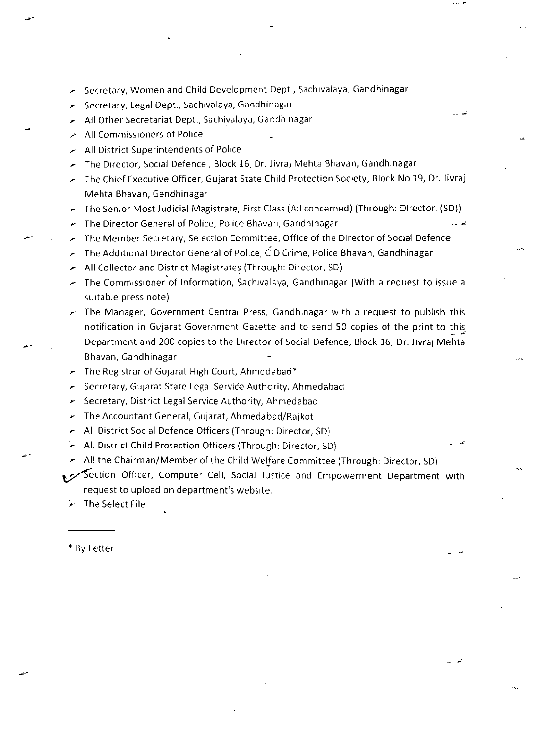- Secretary, Women and Child Development Dept., Sachivalaya, Gandhinagar
- Secretary, Legal Dept., Sachivalaya, Gandhinagar
- All Other Secretariat Dept., Sachivalaya, Gandhinagar
- All Commissioners of Police
- All District Superintendents of Police
- The Director, Social Defence , Block 16, Dr. Jivraj Mehta Bhavan, Gandhinagar
- The Chief Executive Officer, Gujarat State Child Protection Society, Block No 19, Dr. Jivraj Mehta Bhavan, Gandhinagar
- The Senior Most Judicial Magistrate, First Class (All concerned) (Through: Director, (SD))
- The Director General of Police, Police Bhavan, Gandhinagar
- The Member Secretary, Selection Committee, Office of the Director of Social Defence
- The Additional Director General of Police, CID Crime, Police Bhavan, Gandhinagar
- All Collector and District Magistrates (Through: Director, SD)
- The Commissioner of Information, Sachivalaya, Gandhinagar (With a request to issue a suitable press note)
- The Manager, Government Central Press, Gandhinagar with a request to publish this notification in Gujarat Government Gazette and to send 50 copies of the print to this Department and 200 copies to the Director of Social Defence, Block 16, Dr. Jivraj Mehta Bhavan, Gandhinagar
- The Registrar of Gujarat High Court, Ahmedabad*
- Secretary, Gujarat State Legal Service Authority, Ahmedabad
- Secretary, District Legal Service Authority, Ahmedabad
- The Accountant General, Gujarat, Ahmedabad/Rajkot
- All District Social Defence Officers (Through: Director, SD)
- All District Child Protection Officers (Through: Director, SD)
- All the Chairman/Member of the Child Welfare Committee (Through: Director, SD)
- Section Officer, Computer Cell, Social Justice and Empowerment Department with request to upload on department's website.
- The Select File

---

* By Letter